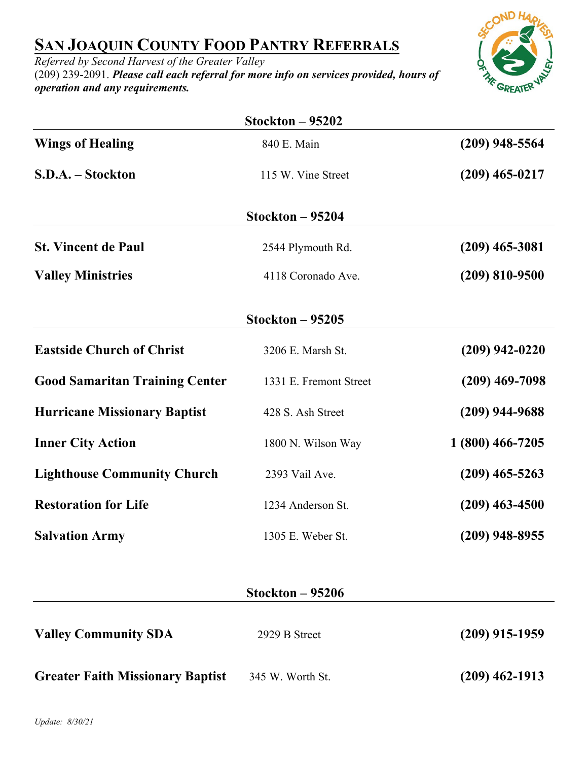# San Joaquin County Food Pantry Referrals

*Referred by Second Harvest of the Greater Valley*
(209) 239-2091. ***Please call each referral for more info on services provided, hours of operation and any requirements.***

## Stockton – 95202

| | | |
|---|---|---|
| **Wings of Healing** | 840 E. Main | **(209) 948-5564** |
| **S.D.A. – Stockton** | 115 W. Vine Street | **(209) 465-0217** |

## Stockton – 95204

| | | |
|---|---|---|
| **St. Vincent de Paul** | 2544 Plymouth Rd. | **(209) 465-3081** |
| **Valley Ministries** | 4118 Coronado Ave. | **(209) 810-9500** |

## Stockton – 95205

| | | |
|---|---|---|
| **Eastside Church of Christ** | 3206 E. Marsh St. | **(209) 942-0220** |
| **Good Samaritan Training Center** | 1331 E. Fremont Street | **(209) 469-7098** |
| **Hurricane Missionary Baptist** | 428 S. Ash Street | **(209) 944-9688** |
| **Inner City Action** | 1800 N. Wilson Way | **1 (800) 466-7205** |
| **Lighthouse Community Church** | 2393 Vail Ave. | **(209) 465-5263** |
| **Restoration for Life** | 1234 Anderson St. | **(209) 463-4500** |
| **Salvation Army** | 1305 E. Weber St. | **(209) 948-8955** |

## Stockton – 95206

| | | |
|---|---|---|
| **Valley Community SDA** | 2929 B Street | **(209) 915-1959** |
| **Greater Faith Missionary Baptist** | 345 W. Worth St. | **(209) 462-1913** |

*Update: 8/30/21*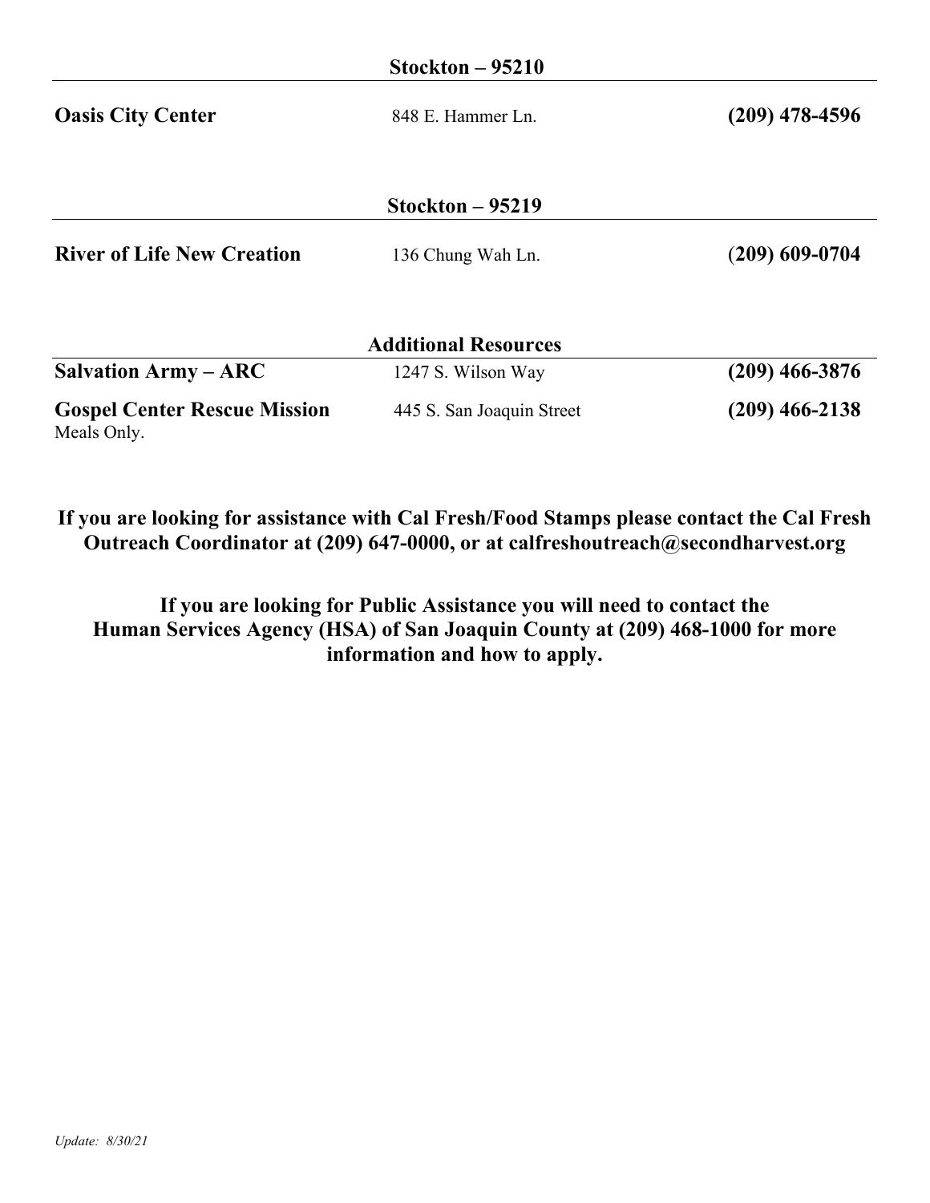## Stockton – 95210

| | | |
|---|---|---|
| **Oasis City Center** | 848 E. Hammer Ln. | **(209) 478-4596** |

## Stockton – 95219

| | | |
|---|---|---|
| **River of Life New Creation** | 136 Chung Wah Ln. | **(209) 609-0704** |

## Additional Resources

| | | |
|---|---|---|
| **Salvation Army – ARC** | 1247 S. Wilson Way | **(209) 466-3876** |
| **Gospel Center Rescue Mission**<br>Meals Only. | 445 S. San Joaquin Street | **(209) 466-2138** |

**If you are looking for assistance with Cal Fresh/Food Stamps please contact the Cal Fresh Outreach Coordinator at (209) 647-0000, or at calfreshoutreach@secondharvest.org**

**If you are looking for Public Assistance you will need to contact the Human Services Agency (HSA) of San Joaquin County at (209) 468-1000 for more information and how to apply.**

*Update: 8/30/21*